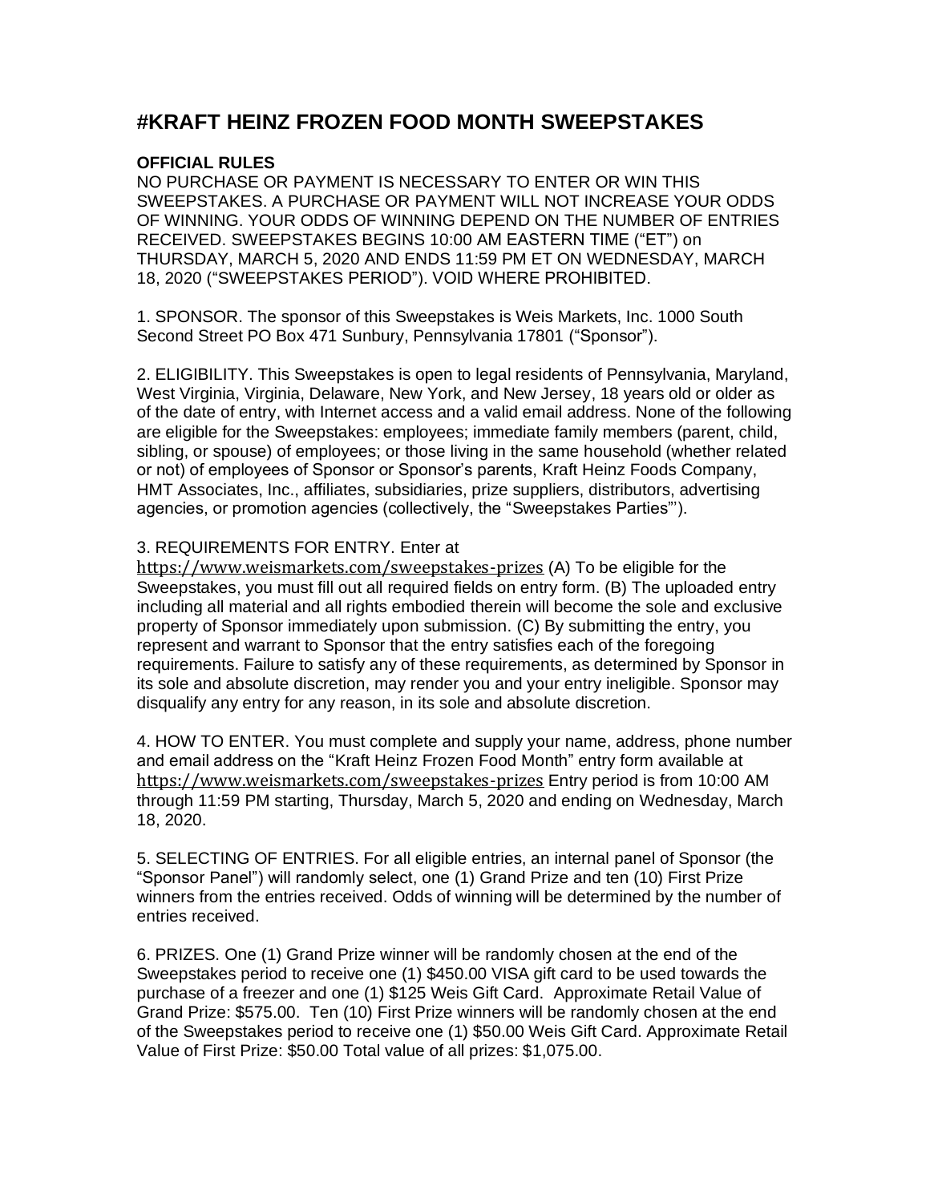# #KRAFT HEINZ FROZEN FOOD MONTH SWEEPSTAKES

**OFFICIAL RULES**

NO PURCHASE OR PAYMENT IS NECESSARY TO ENTER OR WIN THIS SWEEPSTAKES. A PURCHASE OR PAYMENT WILL NOT INCREASE YOUR ODDS OF WINNING. YOUR ODDS OF WINNING DEPEND ON THE NUMBER OF ENTRIES RECEIVED. SWEEPSTAKES BEGINS 10:00 AM EASTERN TIME ("ET") on THURSDAY, MARCH 5, 2020 AND ENDS 11:59 PM ET ON WEDNESDAY, MARCH 18, 2020 ("SWEEPSTAKES PERIOD"). VOID WHERE PROHIBITED.

1. SPONSOR. The sponsor of this Sweepstakes is Weis Markets, Inc. 1000 South Second Street PO Box 471 Sunbury, Pennsylvania 17801 ("Sponsor").

2. ELIGIBILITY. This Sweepstakes is open to legal residents of Pennsylvania, Maryland, West Virginia, Virginia, Delaware, New York, and New Jersey, 18 years old or older as of the date of entry, with Internet access and a valid email address. None of the following are eligible for the Sweepstakes: employees; immediate family members (parent, child, sibling, or spouse) of employees; or those living in the same household (whether related or not) of employees of Sponsor or Sponsor's parents, Kraft Heinz Foods Company, HMT Associates, Inc., affiliates, subsidiaries, prize suppliers, distributors, advertising agencies, or promotion agencies (collectively, the "Sweepstakes Parties"').

3. REQUIREMENTS FOR ENTRY. Enter at https://www.weismarkets.com/sweepstakes-prizes (A) To be eligible for the Sweepstakes, you must fill out all required fields on entry form. (B) The uploaded entry including all material and all rights embodied therein will become the sole and exclusive property of Sponsor immediately upon submission. (C) By submitting the entry, you represent and warrant to Sponsor that the entry satisfies each of the foregoing requirements. Failure to satisfy any of these requirements, as determined by Sponsor in its sole and absolute discretion, may render you and your entry ineligible. Sponsor may disqualify any entry for any reason, in its sole and absolute discretion.

4. HOW TO ENTER. You must complete and supply your name, address, phone number and email address on the "Kraft Heinz Frozen Food Month" entry form available at https://www.weismarkets.com/sweepstakes-prizes Entry period is from 10:00 AM through 11:59 PM starting, Thursday, March 5, 2020 and ending on Wednesday, March 18, 2020.

5. SELECTING OF ENTRIES. For all eligible entries, an internal panel of Sponsor (the "Sponsor Panel") will randomly select, one (1) Grand Prize and ten (10) First Prize winners from the entries received. Odds of winning will be determined by the number of entries received.

6. PRIZES. One (1) Grand Prize winner will be randomly chosen at the end of the Sweepstakes period to receive one (1) $450.00 VISA gift card to be used towards the purchase of a freezer and one (1) $125 Weis Gift Card. Approximate Retail Value of Grand Prize: $575.00. Ten (10) First Prize winners will be randomly chosen at the end of the Sweepstakes period to receive one (1) $50.00 Weis Gift Card. Approximate Retail Value of First Prize: $50.00 Total value of all prizes: $1,075.00.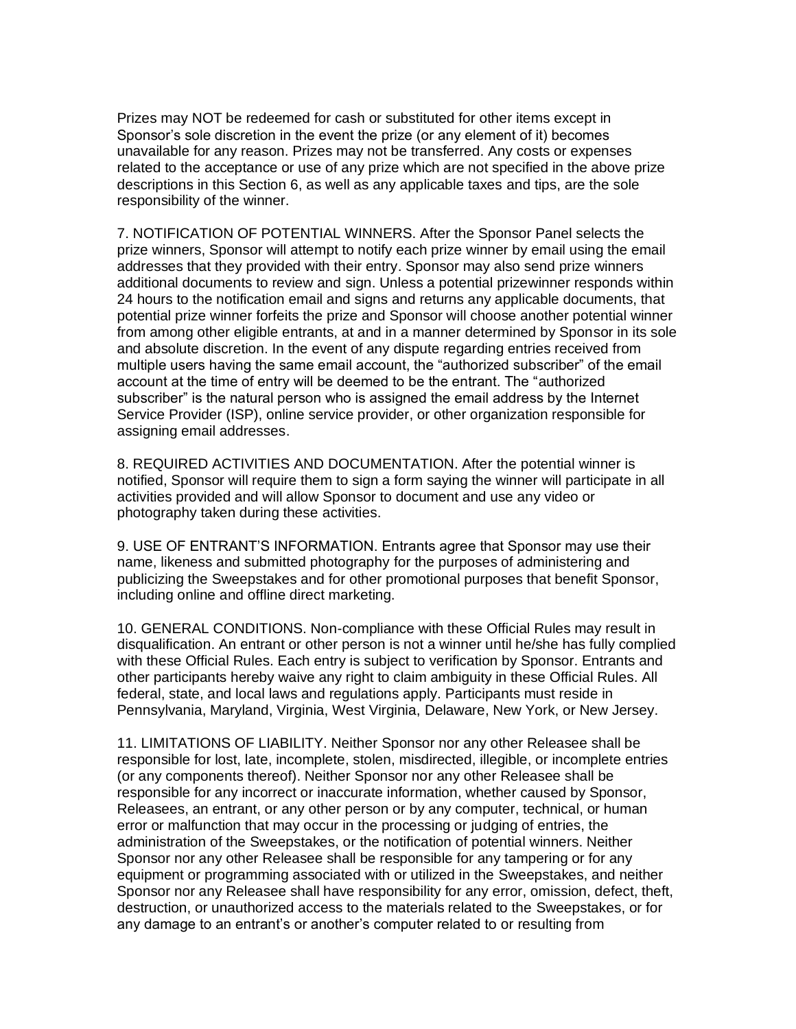Prizes may NOT be redeemed for cash or substituted for other items except in Sponsor's sole discretion in the event the prize (or any element of it) becomes unavailable for any reason. Prizes may not be transferred. Any costs or expenses related to the acceptance or use of any prize which are not specified in the above prize descriptions in this Section 6, as well as any applicable taxes and tips, are the sole responsibility of the winner.

7. NOTIFICATION OF POTENTIAL WINNERS. After the Sponsor Panel selects the prize winners, Sponsor will attempt to notify each prize winner by email using the email addresses that they provided with their entry. Sponsor may also send prize winners additional documents to review and sign. Unless a potential prizewinner responds within 24 hours to the notification email and signs and returns any applicable documents, that potential prize winner forfeits the prize and Sponsor will choose another potential winner from among other eligible entrants, at and in a manner determined by Sponsor in its sole and absolute discretion. In the event of any dispute regarding entries received from multiple users having the same email account, the "authorized subscriber" of the email account at the time of entry will be deemed to be the entrant. The "authorized subscriber" is the natural person who is assigned the email address by the Internet Service Provider (ISP), online service provider, or other organization responsible for assigning email addresses.

8. REQUIRED ACTIVITIES AND DOCUMENTATION. After the potential winner is notified, Sponsor will require them to sign a form saying the winner will participate in all activities provided and will allow Sponsor to document and use any video or photography taken during these activities.

9. USE OF ENTRANT'S INFORMATION. Entrants agree that Sponsor may use their name, likeness and submitted photography for the purposes of administering and publicizing the Sweepstakes and for other promotional purposes that benefit Sponsor, including online and offline direct marketing.

10. GENERAL CONDITIONS. Non-compliance with these Official Rules may result in disqualification. An entrant or other person is not a winner until he/she has fully complied with these Official Rules. Each entry is subject to verification by Sponsor. Entrants and other participants hereby waive any right to claim ambiguity in these Official Rules. All federal, state, and local laws and regulations apply. Participants must reside in Pennsylvania, Maryland, Virginia, West Virginia, Delaware, New York, or New Jersey.

11. LIMITATIONS OF LIABILITY. Neither Sponsor nor any other Releasee shall be responsible for lost, late, incomplete, stolen, misdirected, illegible, or incomplete entries (or any components thereof). Neither Sponsor nor any other Releasee shall be responsible for any incorrect or inaccurate information, whether caused by Sponsor, Releasees, an entrant, or any other person or by any computer, technical, or human error or malfunction that may occur in the processing or judging of entries, the administration of the Sweepstakes, or the notification of potential winners. Neither Sponsor nor any other Releasee shall be responsible for any tampering or for any equipment or programming associated with or utilized in the Sweepstakes, and neither Sponsor nor any Releasee shall have responsibility for any error, omission, defect, theft, destruction, or unauthorized access to the materials related to the Sweepstakes, or for any damage to an entrant's or another's computer related to or resulting from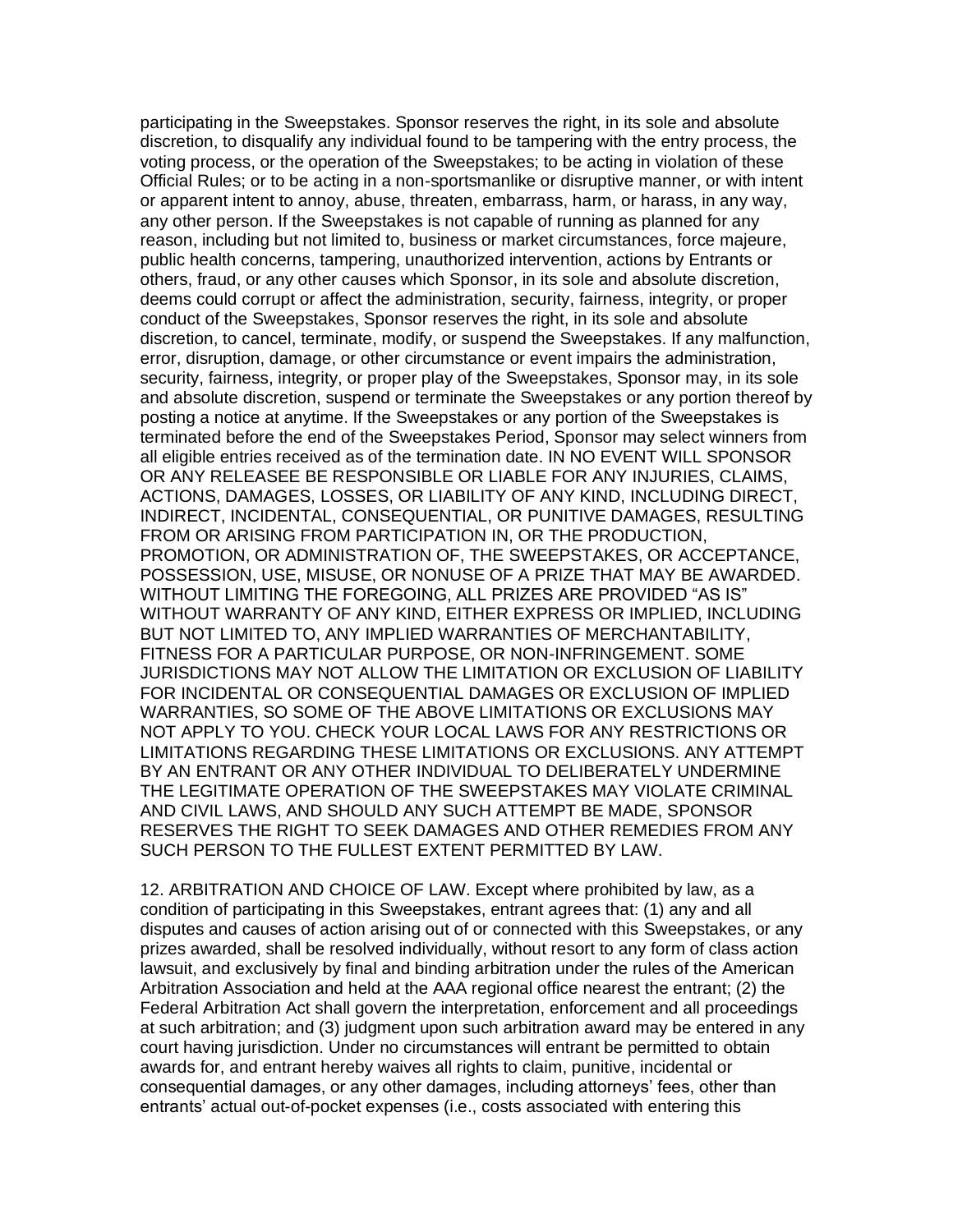participating in the Sweepstakes. Sponsor reserves the right, in its sole and absolute discretion, to disqualify any individual found to be tampering with the entry process, the voting process, or the operation of the Sweepstakes; to be acting in violation of these Official Rules; or to be acting in a non-sportsmanlike or disruptive manner, or with intent or apparent intent to annoy, abuse, threaten, embarrass, harm, or harass, in any way, any other person. If the Sweepstakes is not capable of running as planned for any reason, including but not limited to, business or market circumstances, force majeure, public health concerns, tampering, unauthorized intervention, actions by Entrants or others, fraud, or any other causes which Sponsor, in its sole and absolute discretion, deems could corrupt or affect the administration, security, fairness, integrity, or proper conduct of the Sweepstakes, Sponsor reserves the right, in its sole and absolute discretion, to cancel, terminate, modify, or suspend the Sweepstakes. If any malfunction, error, disruption, damage, or other circumstance or event impairs the administration, security, fairness, integrity, or proper play of the Sweepstakes, Sponsor may, in its sole and absolute discretion, suspend or terminate the Sweepstakes or any portion thereof by posting a notice at anytime. If the Sweepstakes or any portion of the Sweepstakes is terminated before the end of the Sweepstakes Period, Sponsor may select winners from all eligible entries received as of the termination date. IN NO EVENT WILL SPONSOR OR ANY RELEASEE BE RESPONSIBLE OR LIABLE FOR ANY INJURIES, CLAIMS, ACTIONS, DAMAGES, LOSSES, OR LIABILITY OF ANY KIND, INCLUDING DIRECT, INDIRECT, INCIDENTAL, CONSEQUENTIAL, OR PUNITIVE DAMAGES, RESULTING FROM OR ARISING FROM PARTICIPATION IN, OR THE PRODUCTION, PROMOTION, OR ADMINISTRATION OF, THE SWEEPSTAKES, OR ACCEPTANCE, POSSESSION, USE, MISUSE, OR NONUSE OF A PRIZE THAT MAY BE AWARDED. WITHOUT LIMITING THE FOREGOING, ALL PRIZES ARE PROVIDED "AS IS" WITHOUT WARRANTY OF ANY KIND, EITHER EXPRESS OR IMPLIED, INCLUDING BUT NOT LIMITED TO, ANY IMPLIED WARRANTIES OF MERCHANTABILITY, FITNESS FOR A PARTICULAR PURPOSE, OR NON-INFRINGEMENT. SOME JURISDICTIONS MAY NOT ALLOW THE LIMITATION OR EXCLUSION OF LIABILITY FOR INCIDENTAL OR CONSEQUENTIAL DAMAGES OR EXCLUSION OF IMPLIED WARRANTIES, SO SOME OF THE ABOVE LIMITATIONS OR EXCLUSIONS MAY NOT APPLY TO YOU. CHECK YOUR LOCAL LAWS FOR ANY RESTRICTIONS OR LIMITATIONS REGARDING THESE LIMITATIONS OR EXCLUSIONS. ANY ATTEMPT BY AN ENTRANT OR ANY OTHER INDIVIDUAL TO DELIBERATELY UNDERMINE THE LEGITIMATE OPERATION OF THE SWEEPSTAKES MAY VIOLATE CRIMINAL AND CIVIL LAWS, AND SHOULD ANY SUCH ATTEMPT BE MADE, SPONSOR RESERVES THE RIGHT TO SEEK DAMAGES AND OTHER REMEDIES FROM ANY SUCH PERSON TO THE FULLEST EXTENT PERMITTED BY LAW.

12. ARBITRATION AND CHOICE OF LAW. Except where prohibited by law, as a condition of participating in this Sweepstakes, entrant agrees that: (1) any and all disputes and causes of action arising out of or connected with this Sweepstakes, or any prizes awarded, shall be resolved individually, without resort to any form of class action lawsuit, and exclusively by final and binding arbitration under the rules of the American Arbitration Association and held at the AAA regional office nearest the entrant; (2) the Federal Arbitration Act shall govern the interpretation, enforcement and all proceedings at such arbitration; and (3) judgment upon such arbitration award may be entered in any court having jurisdiction. Under no circumstances will entrant be permitted to obtain awards for, and entrant hereby waives all rights to claim, punitive, incidental or consequential damages, or any other damages, including attorneys' fees, other than entrants' actual out-of-pocket expenses (i.e., costs associated with entering this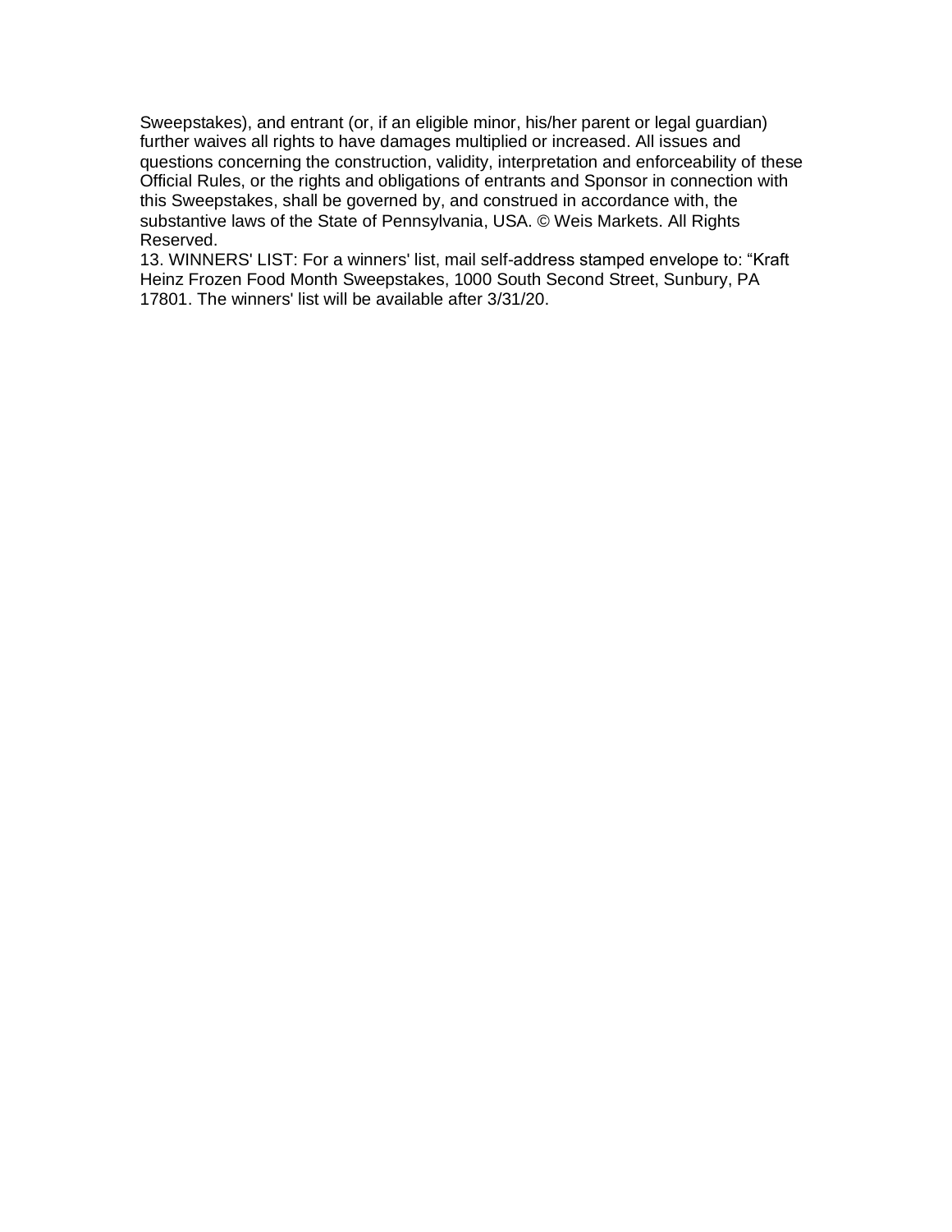Sweepstakes), and entrant (or, if an eligible minor, his/her parent or legal guardian) further waives all rights to have damages multiplied or increased. All issues and questions concerning the construction, validity, interpretation and enforceability of these Official Rules, or the rights and obligations of entrants and Sponsor in connection with this Sweepstakes, shall be governed by, and construed in accordance with, the substantive laws of the State of Pennsylvania, USA. © Weis Markets. All Rights Reserved.

13. WINNERS' LIST: For a winners' list, mail self-address stamped envelope to: "Kraft Heinz Frozen Food Month Sweepstakes, 1000 South Second Street, Sunbury, PA 17801. The winners' list will be available after 3/31/20.